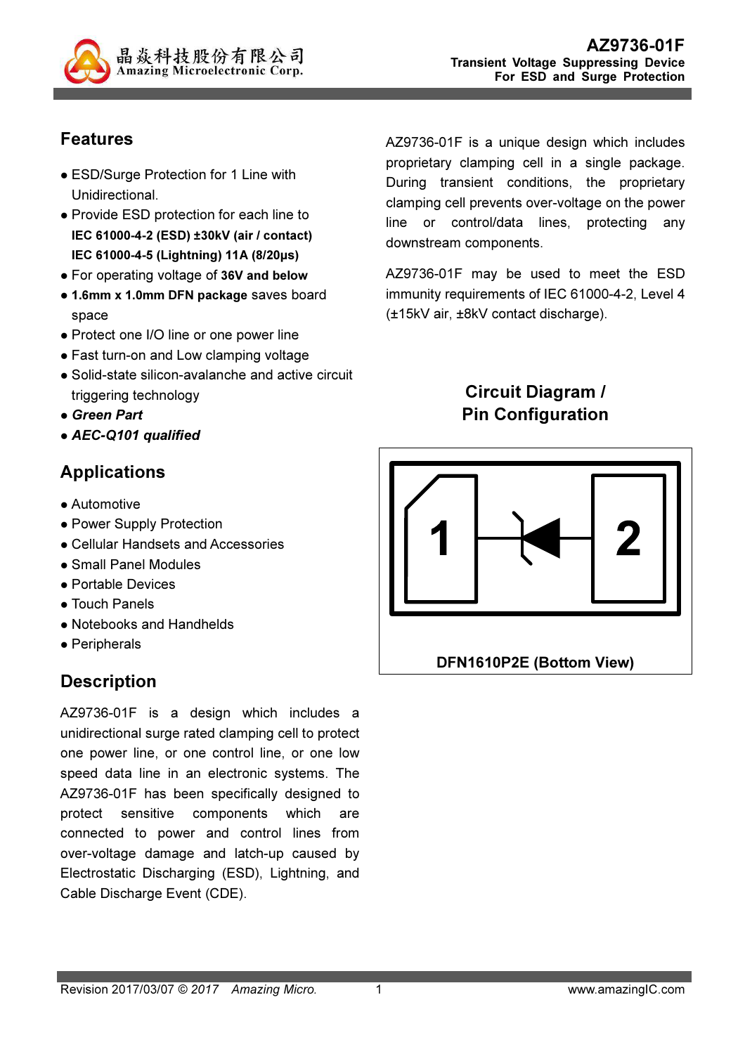# AZ9736-01F

**Transient Voltage Suppressing Device**
**For ESD and Surge Protection**

## Features

- ESD/Surge Protection for 1 Line with Unidirectional.
- Provide ESD protection for each line to
  **IEC 61000-4-2 (ESD) ±30kV (air / contact)**
  **IEC 61000-4-5 (Lightning) 11A (8/20μs)**
- For operating voltage of **36V and below**
- **1.6mm x 1.0mm DFN package** saves board space
- Protect one I/O line or one power line
- Fast turn-on and Low clamping voltage
- Solid-state silicon-avalanche and active circuit triggering technology
- ***Green Part***
- ***AEC-Q101 qualified***

## Applications

- Automotive
- Power Supply Protection
- Cellular Handsets and Accessories
- Small Panel Modules
- Portable Devices
- Touch Panels
- Notebooks and Handhelds
- Peripherals

## Description

AZ9736-01F is a design which includes a unidirectional surge rated clamping cell to protect one power line, or one control line, or one low speed data line in an electronic systems. The AZ9736-01F has been specifically designed to protect sensitive components which are connected to power and control lines from over-voltage damage and latch-up caused by Electrostatic Discharging (ESD), Lightning, and Cable Discharge Event (CDE).

AZ9736-01F is a unique design which includes proprietary clamping cell in a single package. During transient conditions, the proprietary clamping cell prevents over-voltage on the power line or control/data lines, protecting any downstream components.

AZ9736-01F may be used to meet the ESD immunity requirements of IEC 61000-4-2, Level 4 (±15kV air, ±8kV contact discharge).

## Circuit Diagram / Pin Configuration

1

2

**DFN1610P2E (Bottom View)**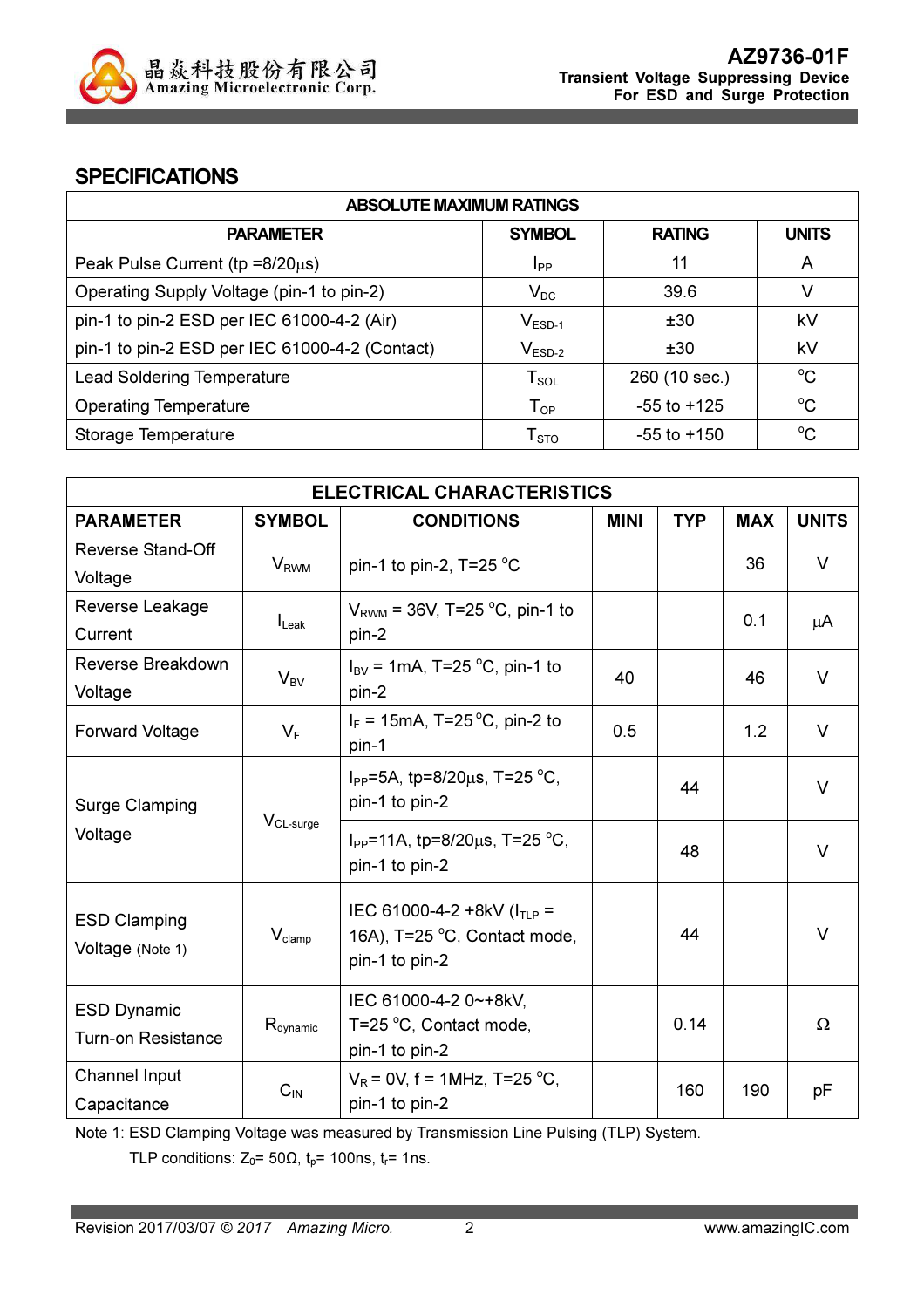## SPECIFICATIONS

| ABSOLUTE MAXIMUM RATINGS | | | |
|---|---|---|---|
| **PARAMETER** | **SYMBOL** | **RATING** | **UNITS** |
| Peak Pulse Current (tp =8/20μs) | $I_{PP}$ | 11 | A |
| Operating Supply Voltage (pin-1 to pin-2) | $V_{DC}$ | 39.6 | V |
| pin-1 to pin-2 ESD per IEC 61000-4-2 (Air) | $V_{ESD-1}$ | ±30 | kV |
| pin-1 to pin-2 ESD per IEC 61000-4-2 (Contact) | $V_{ESD-2}$ | ±30 | kV |
| Lead Soldering Temperature | $T_{SOL}$ | 260 (10 sec.) | °C |
| Operating Temperature | $T_{OP}$ | -55 to +125 | °C |
| Storage Temperature | $T_{STO}$ | -55 to +150 | °C |

| ELECTRICAL CHARACTERISTICS | | | | | | |
|---|---|---|---|---|---|---|
| **PARAMETER** | **SYMBOL** | **CONDITIONS** | **MINI** | **TYP** | **MAX** | **UNITS** |
| Reverse Stand-Off Voltage | $V_{RWM}$ | pin-1 to pin-2, T=25 °C | | | 36 | V |
| Reverse Leakage Current | $I_{Leak}$ | $V_{RWM}$ = 36V, T=25 °C, pin-1 to pin-2 | | | 0.1 | μA |
| Reverse Breakdown Voltage | $V_{BV}$ | $I_{BV}$ = 1mA, T=25 °C, pin-1 to pin-2 | 40 | | 46 | V |
| Forward Voltage | $V_F$ | $I_F$ = 15mA, T=25 °C, pin-2 to pin-1 | 0.5 | | 1.2 | V |
| Surge Clamping Voltage | $V_{CL-surge}$ | $I_{PP}$=5A, tp=8/20μs, T=25 °C, pin-1 to pin-2 | | 44 | | V |
| | | $I_{PP}$=11A, tp=8/20μs, T=25 °C, pin-1 to pin-2 | | 48 | | V |
| ESD Clamping Voltage (Note 1) | $V_{clamp}$ | IEC 61000-4-2 +8kV ($I_{TLP}$ = 16A), T=25 °C, Contact mode, pin-1 to pin-2 | | 44 | | V |
| ESD Dynamic Turn-on Resistance | $R_{dynamic}$ | IEC 61000-4-2 0~+8kV, T=25 °C, Contact mode, pin-1 to pin-2 | | 0.14 | | Ω |
| Channel Input Capacitance | $C_{IN}$ | $V_R$ = 0V, f = 1MHz, T=25 °C, pin-1 to pin-2 | | 160 | 190 | pF |

Note 1: ESD Clamping Voltage was measured by Transmission Line Pulsing (TLP) System.

TLP conditions: $Z_0$= 50Ω, $t_p$= 100ns, $t_r$= 1ns.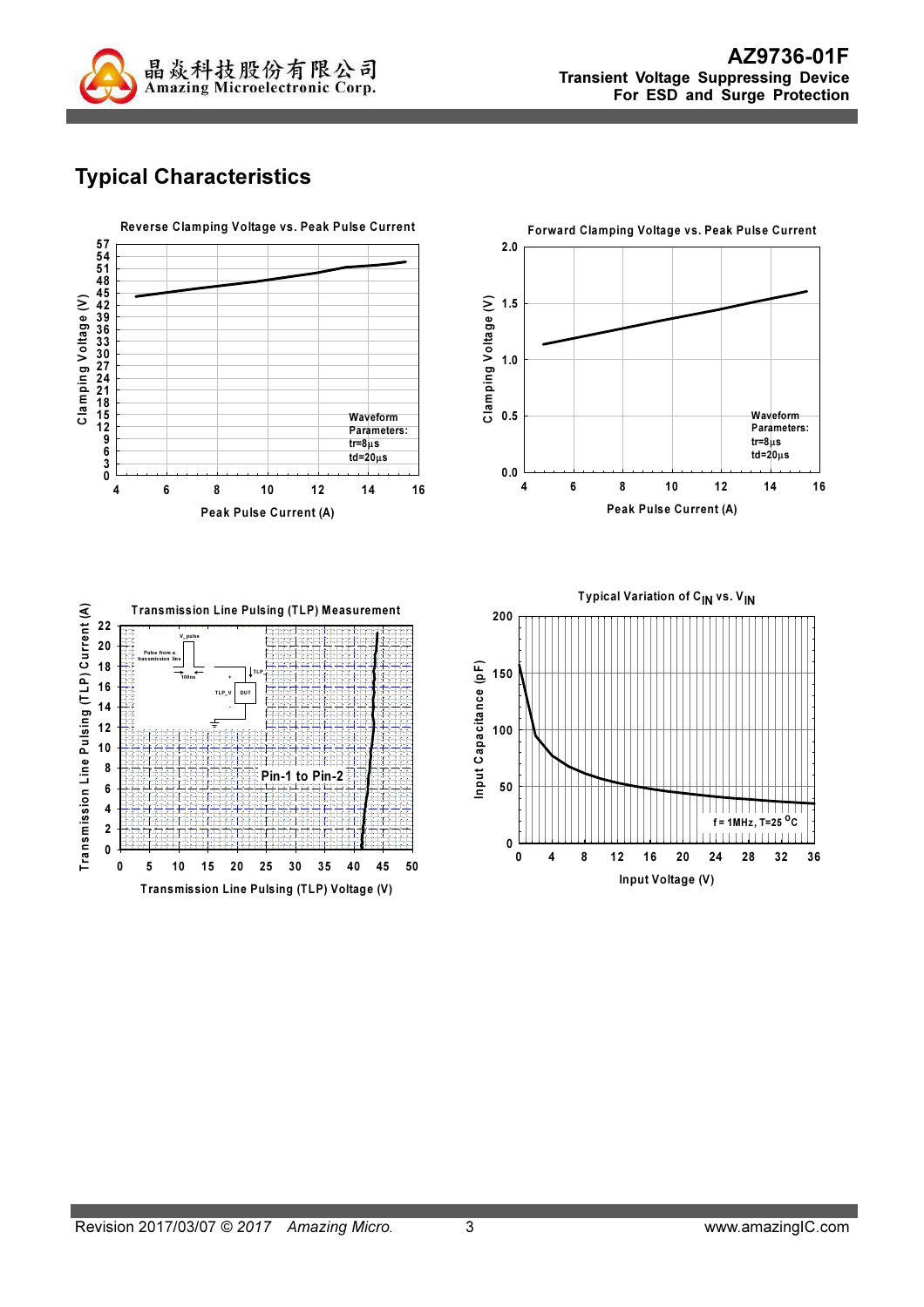## Typical Characteristics

Reverse Clamping Voltage vs. Peak Pulse Current

Clamping Voltage (V)

57
54
51
48
45
42
39
36
33
30
27
24
21
18
15
12
9
6
3
0

4 6 8 10 12 14 16

Peak Pulse Current (A)

Waveform
Parameters:
tr=8μs
td=20μs

Forward Clamping Voltage vs. Peak Pulse Current

Clamping Voltage (V)

2.0
1.5
1.0
0.5
0.0

4 6 8 10 12 14 16

Peak Pulse Current (A)

Waveform
Parameters:
tr=8μs
td=20μs

Transmission Line Pulsing (TLP) Measurement

Transmission Line Pulsing (TLP) Current (A)

22
20
18
16
14
12
10
8
6
4
2
0

0 5 10 15 20 25 30 35 40 45 50

Transmission Line Pulsing (TLP) Voltage (V)

V_pulse
Pulse from a transmission line
100ns
I_TLP
TLP_V
DUT

Pin-1 to Pin-2

Typical Variation of $C_{IN}$ vs. $V_{IN}$

Input Capacitance (pF)

200
150
100
50
0

0 4 8 12 16 20 24 28 32 36

Input Voltage (V)

f = 1MHz, T=25 °C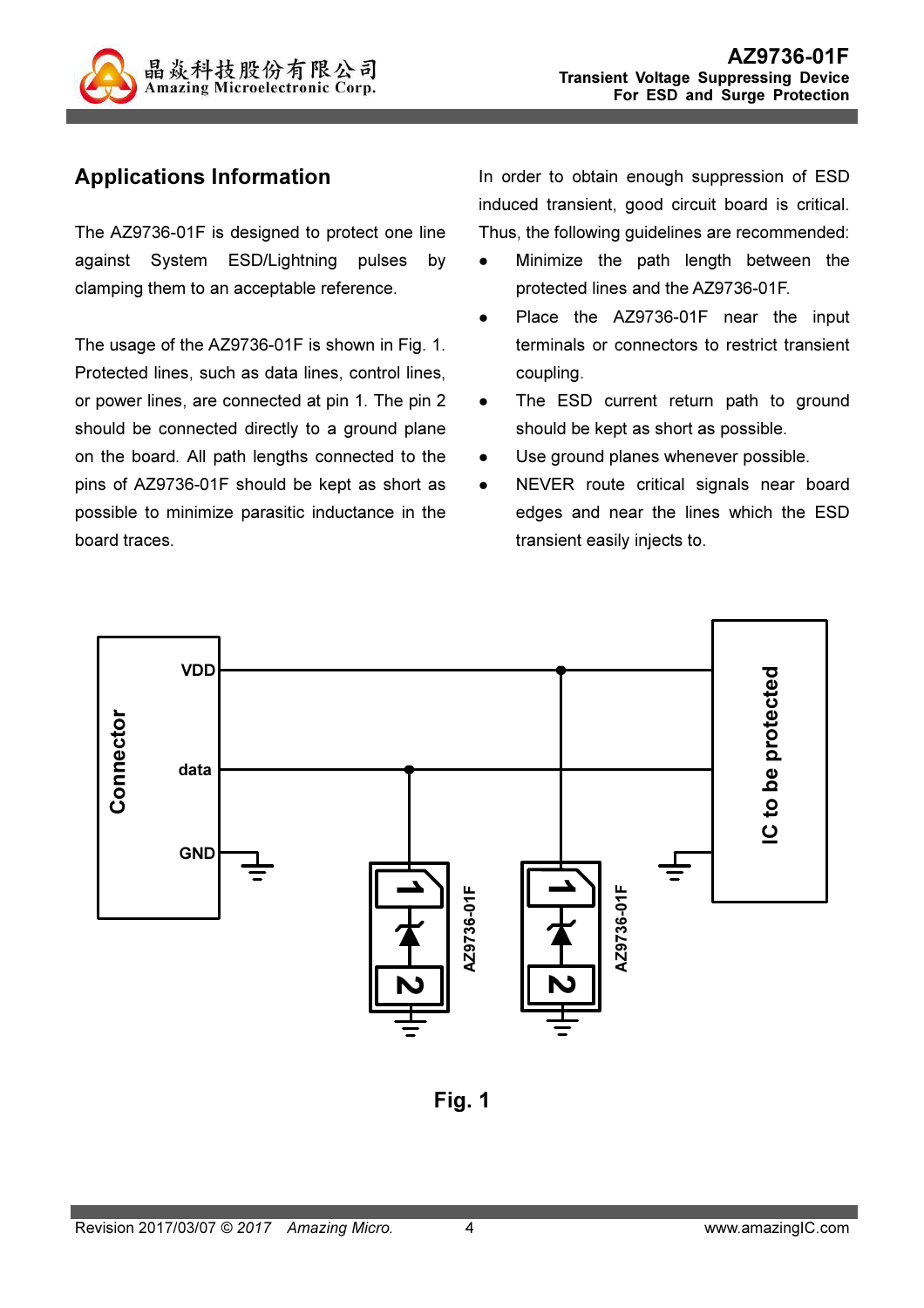## Applications Information

The AZ9736-01F is designed to protect one line against System ESD/Lightning pulses by clamping them to an acceptable reference.

The usage of the AZ9736-01F is shown in Fig. 1. Protected lines, such as data lines, control lines, or power lines, are connected at pin 1. The pin 2 should be connected directly to a ground plane on the board. All path lengths connected to the pins of AZ9736-01F should be kept as short as possible to minimize parasitic inductance in the board traces.

In order to obtain enough suppression of ESD induced transient, good circuit board is critical. Thus, the following guidelines are recommended:

- Minimize the path length between the protected lines and the AZ9736-01F.
- Place the AZ9736-01F near the input terminals or connectors to restrict transient coupling.
- The ESD current return path to ground should be kept as short as possible.
- Use ground planes whenever possible.
- NEVER route critical signals near board edges and near the lines which the ESD transient easily injects to.

Connector

VDD

data

GND

IC to be protected

AZ9736-01F

AZ9736-01F

1

2

1

2

**Fig. 1**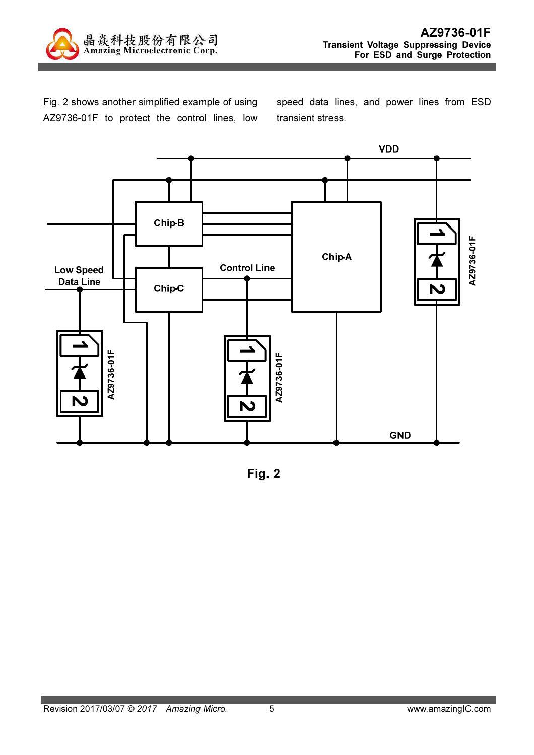Fig. 2 shows another simplified example of using AZ9736-01F to protect the control lines, low speed data lines, and power lines from ESD transient stress.

VDD

Chip-B

Chip-A

Low Speed Data Line

Control Line

Chip-C

AZ9736-01F

AZ9736-01F

AZ9736-01F

GND

Fig. 2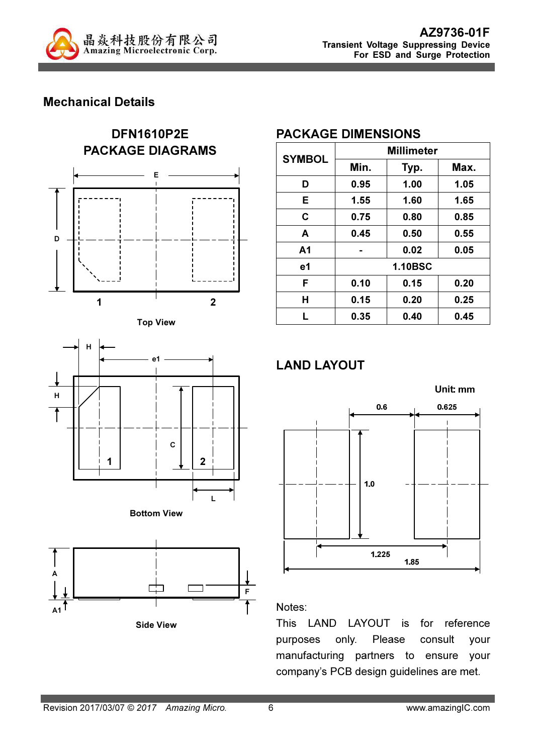## Mechanical Details

### DFN1610P2E PACKAGE DIAGRAMS

E

D

1

2

Top View

H

e1

H

C

1

2

L

Bottom View

A

A1

F

Side View

### PACKAGE DIMENSIONS

| SYMBOL | Millimeter | | |
|---|---|---|---|
| | Min. | Typ. | Max. |
| D | 0.95 | 1.00 | 1.05 |
| E | 1.55 | 1.60 | 1.65 |
| C | 0.75 | 0.80 | 0.85 |
| A | 0.45 | 0.50 | 0.55 |
| A1 | - | 0.02 | 0.05 |
| e1 | 1.10BSC | | |
| F | 0.10 | 0.15 | 0.20 |
| H | 0.15 | 0.20 | 0.25 |
| L | 0.35 | 0.40 | 0.45 |

### LAND LAYOUT

Unit: mm

0.6

0.625

1.0

1.225

1.85

Notes:

This LAND LAYOUT is for reference purposes only. Please consult your manufacturing partners to ensure your company's PCB design guidelines are met.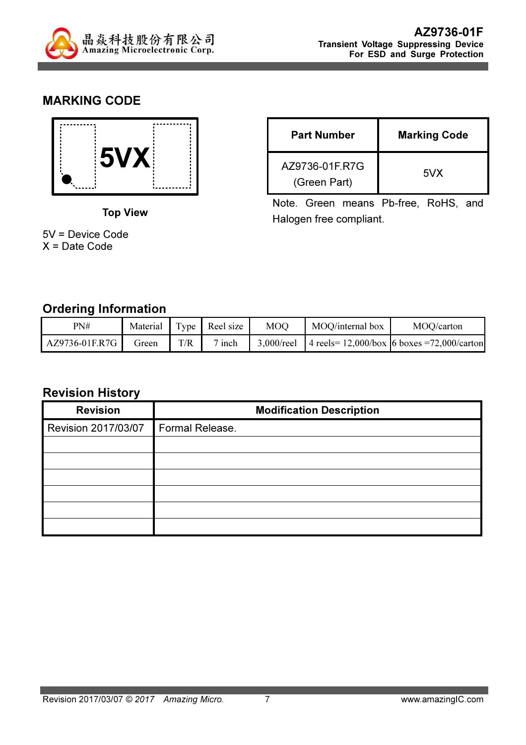## MARKING CODE

5VX

**Top View**

5V = Device Code
X = Date Code

| Part Number | Marking Code |
|---|---|
| AZ9736-01F.R7G (Green Part) | 5VX |

Note. Green means Pb-free, RoHS, and Halogen free compliant.

## Ordering Information

| PN# | Material | Type | Reel size | MOQ | MOQ/internal box | MOQ/carton |
|---|---|---|---|---|---|---|
| AZ9736-01F.R7G | Green | T/R | 7 inch | 3,000/reel | 4 reels= 12,000/box | 6 boxes =72,000/carton |

## Revision History

| Revision | Modification Description |
|---|---|
| Revision 2017/03/07 | Formal Release. |
| | |
| | |
| | |
| | |
| | |
| | |